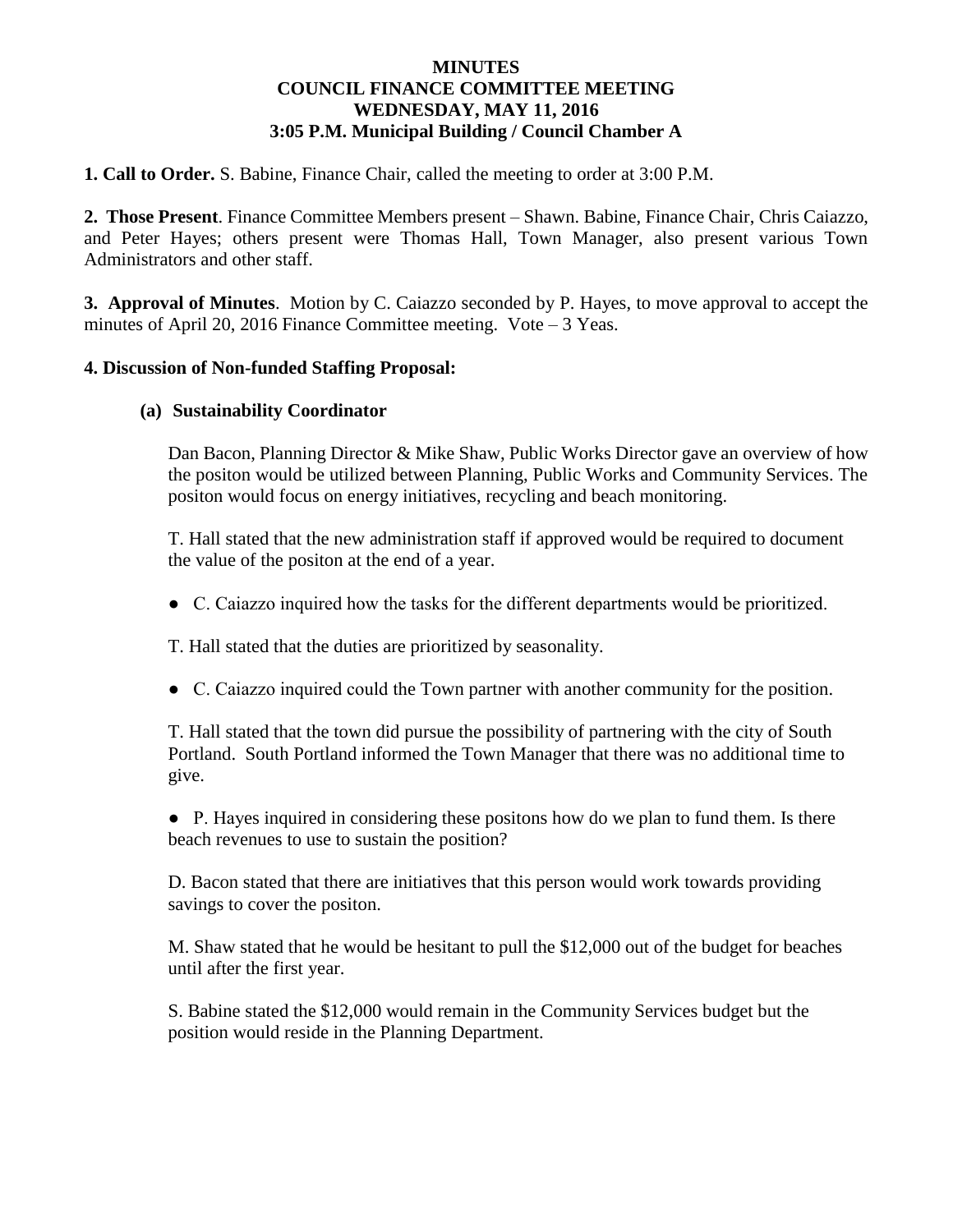**MINUTES**
**COUNCIL FINANCE COMMITTEE MEETING**
**WEDNESDAY, MAY 11, 2016**
**3:05 P.M. Municipal Building / Council Chamber A**

**1. Call to Order.** S. Babine, Finance Chair, called the meeting to order at 3:00 P.M.

**2. Those Present**. Finance Committee Members present – Shawn. Babine, Finance Chair, Chris Caiazzo, and Peter Hayes; others present were Thomas Hall, Town Manager, also present various Town Administrators and other staff.

**3. Approval of Minutes**. Motion by C. Caiazzo seconded by P. Hayes, to move approval to accept the minutes of April 20, 2016 Finance Committee meeting. Vote – 3 Yeas.

**4. Discussion of Non-funded Staffing Proposal:**

**(a) Sustainability Coordinator**

Dan Bacon, Planning Director & Mike Shaw, Public Works Director gave an overview of how the positon would be utilized between Planning, Public Works and Community Services. The positon would focus on energy initiatives, recycling and beach monitoring.

T. Hall stated that the new administration staff if approved would be required to document the value of the positon at the end of a year.

- C. Caiazzo inquired how the tasks for the different departments would be prioritized.

T. Hall stated that the duties are prioritized by seasonality.

- C. Caiazzo inquired could the Town partner with another community for the position.

T. Hall stated that the town did pursue the possibility of partnering with the city of South Portland. South Portland informed the Town Manager that there was no additional time to give.

- P. Hayes inquired in considering these positons how do we plan to fund them. Is there beach revenues to use to sustain the position?

D. Bacon stated that there are initiatives that this person would work towards providing savings to cover the positon.

M. Shaw stated that he would be hesitant to pull the $12,000 out of the budget for beaches until after the first year.

S. Babine stated the $12,000 would remain in the Community Services budget but the position would reside in the Planning Department.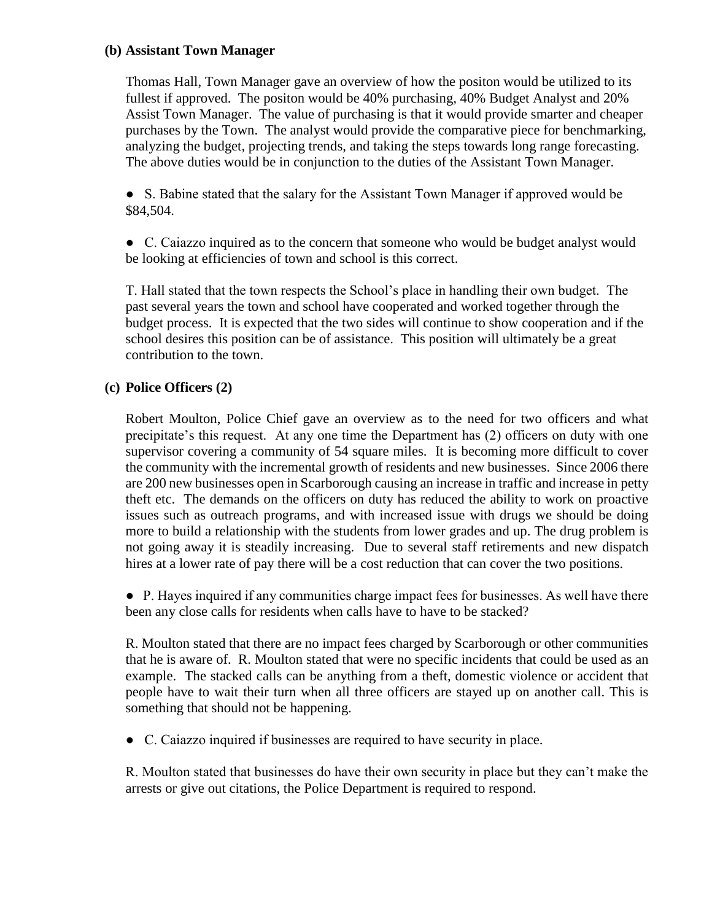### (b) Assistant Town Manager

Thomas Hall, Town Manager gave an overview of how the positon would be utilized to its fullest if approved. The positon would be 40% purchasing, 40% Budget Analyst and 20% Assist Town Manager. The value of purchasing is that it would provide smarter and cheaper purchases by the Town. The analyst would provide the comparative piece for benchmarking, analyzing the budget, projecting trends, and taking the steps towards long range forecasting. The above duties would be in conjunction to the duties of the Assistant Town Manager.

● S. Babine stated that the salary for the Assistant Town Manager if approved would be $84,504.

● C. Caiazzo inquired as to the concern that someone who would be budget analyst would be looking at efficiencies of town and school is this correct.

T. Hall stated that the town respects the School's place in handling their own budget. The past several years the town and school have cooperated and worked together through the budget process. It is expected that the two sides will continue to show cooperation and if the school desires this position can be of assistance. This position will ultimately be a great contribution to the town.

### (c) Police Officers (2)

Robert Moulton, Police Chief gave an overview as to the need for two officers and what precipitate's this request. At any one time the Department has (2) officers on duty with one supervisor covering a community of 54 square miles. It is becoming more difficult to cover the community with the incremental growth of residents and new businesses. Since 2006 there are 200 new businesses open in Scarborough causing an increase in traffic and increase in petty theft etc. The demands on the officers on duty has reduced the ability to work on proactive issues such as outreach programs, and with increased issue with drugs we should be doing more to build a relationship with the students from lower grades and up. The drug problem is not going away it is steadily increasing. Due to several staff retirements and new dispatch hires at a lower rate of pay there will be a cost reduction that can cover the two positions.

● P. Hayes inquired if any communities charge impact fees for businesses. As well have there been any close calls for residents when calls have to have to be stacked?

R. Moulton stated that there are no impact fees charged by Scarborough or other communities that he is aware of. R. Moulton stated that were no specific incidents that could be used as an example. The stacked calls can be anything from a theft, domestic violence or accident that people have to wait their turn when all three officers are stayed up on another call. This is something that should not be happening.

● C. Caiazzo inquired if businesses are required to have security in place.

R. Moulton stated that businesses do have their own security in place but they can't make the arrests or give out citations, the Police Department is required to respond.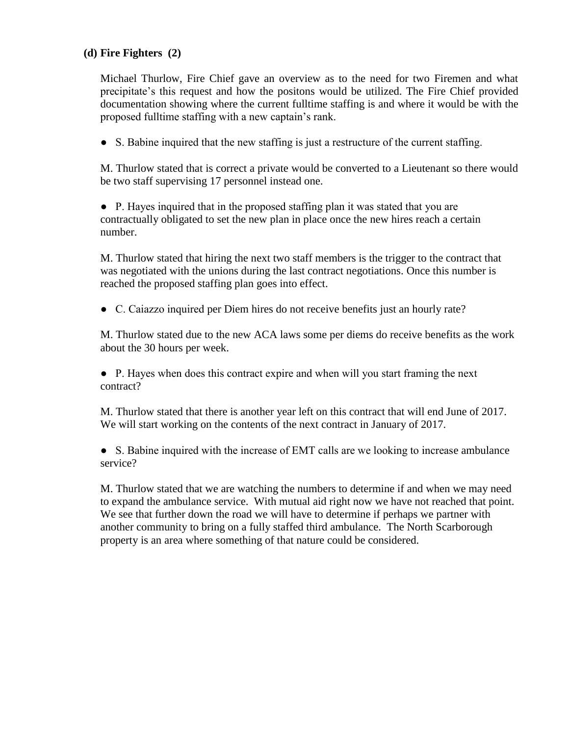**(d) Fire Fighters (2)**

Michael Thurlow, Fire Chief gave an overview as to the need for two Firemen and what precipitate's this request and how the positons would be utilized. The Fire Chief provided documentation showing where the current fulltime staffing is and where it would be with the proposed fulltime staffing with a new captain's rank.

- S. Babine inquired that the new staffing is just a restructure of the current staffing.

M. Thurlow stated that is correct a private would be converted to a Lieutenant so there would be two staff supervising 17 personnel instead one.

- P. Hayes inquired that in the proposed staffing plan it was stated that you are contractually obligated to set the new plan in place once the new hires reach a certain number.

M. Thurlow stated that hiring the next two staff members is the trigger to the contract that was negotiated with the unions during the last contract negotiations. Once this number is reached the proposed staffing plan goes into effect.

- C. Caiazzo inquired per Diem hires do not receive benefits just an hourly rate?

M. Thurlow stated due to the new ACA laws some per diems do receive benefits as the work about the 30 hours per week.

- P. Hayes when does this contract expire and when will you start framing the next contract?

M. Thurlow stated that there is another year left on this contract that will end June of 2017. We will start working on the contents of the next contract in January of 2017.

- S. Babine inquired with the increase of EMT calls are we looking to increase ambulance service?

M. Thurlow stated that we are watching the numbers to determine if and when we may need to expand the ambulance service. With mutual aid right now we have not reached that point. We see that further down the road we will have to determine if perhaps we partner with another community to bring on a fully staffed third ambulance. The North Scarborough property is an area where something of that nature could be considered.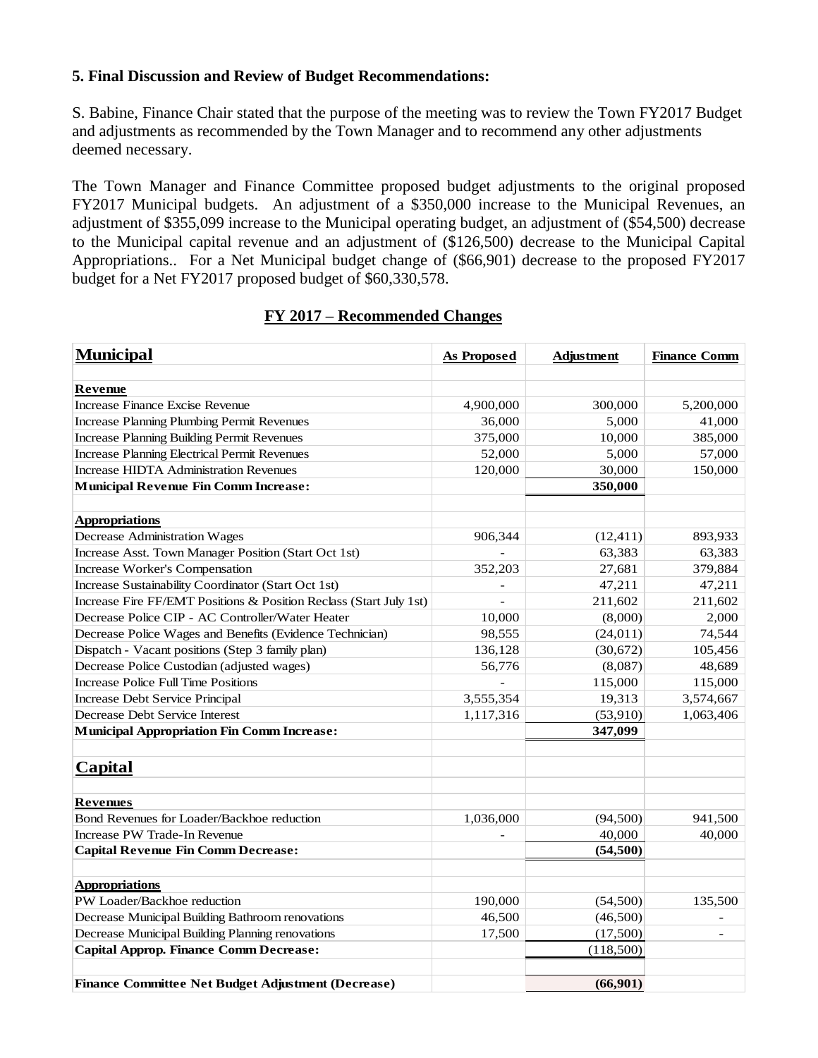**5. Final Discussion and Review of Budget Recommendations:**

S. Babine, Finance Chair stated that the purpose of the meeting was to review the Town FY2017 Budget and adjustments as recommended by the Town Manager and to recommend any other adjustments deemed necessary.

The Town Manager and Finance Committee proposed budget adjustments to the original proposed FY2017 Municipal budgets. An adjustment of a $350,000 increase to the Municipal Revenues, an adjustment of $355,099 increase to the Municipal operating budget, an adjustment of ($54,500) decrease to the Municipal capital revenue and an adjustment of ($126,500) decrease to the Municipal Capital Appropriations.. For a Net Municipal budget change of ($66,901) decrease to the proposed FY2017 budget for a Net FY2017 proposed budget of $60,330,578.

**FY 2017 – Recommended Changes**

| **Municipal** | **As Proposed** | **Adjustment** | **Finance Comm** |
|---|---|---|---|
| | | | |
| **Revenue** | | | |
| Increase Finance Excise Revenue | 4,900,000 | 300,000 | 5,200,000 |
| Increase Planning Plumbing Permit Revenues | 36,000 | 5,000 | 41,000 |
| Increase Planning Building Permit Revenues | 375,000 | 10,000 | 385,000 |
| Increase Planning Electrical Permit Revenues | 52,000 | 5,000 | 57,000 |
| Increase HIDTA Administration Revenues | 120,000 | 30,000 | 150,000 |
| **Municipal Revenue Fin Comm Increase:** | | **350,000** | |
| | | | |
| **Appropriations** | | | |
| Decrease Administration Wages | 906,344 | (12,411) | 893,933 |
| Increase Asst. Town Manager Position (Start Oct 1st) | - | 63,383 | 63,383 |
| Increase Worker's Compensation | 352,203 | 27,681 | 379,884 |
| Increase Sustainability Coordinator (Start Oct 1st) | - | 47,211 | 47,211 |
| Increase Fire FF/EMT Positions & Position Reclass (Start July 1st) | - | 211,602 | 211,602 |
| Decrease Police CIP - AC Controller/Water Heater | 10,000 | (8,000) | 2,000 |
| Decrease Police Wages and Benefits (Evidence Technician) | 98,555 | (24,011) | 74,544 |
| Dispatch - Vacant positions (Step 3 family plan) | 136,128 | (30,672) | 105,456 |
| Decrease Police Custodian (adjusted wages) | 56,776 | (8,087) | 48,689 |
| Increase Police Full Time Positions | - | 115,000 | 115,000 |
| Increase Debt Service Principal | 3,555,354 | 19,313 | 3,574,667 |
| Decrease Debt Service Interest | 1,117,316 | (53,910) | 1,063,406 |
| **Municipal Appropriation Fin Comm Increase:** | | **347,099** | |
| | | | |
| **Capital** | | | |
| | | | |
| **Revenues** | | | |
| Bond Revenues for Loader/Backhoe reduction | 1,036,000 | (94,500) | 941,500 |
| Increase PW Trade-In Revenue | - | 40,000 | 40,000 |
| **Capital Revenue Fin Comm Decrease:** | | **(54,500)** | |
| | | | |
| **Appropriations** | | | |
| PW Loader/Backhoe reduction | 190,000 | (54,500) | 135,500 |
| Decrease Municipal Building Bathroom renovations | 46,500 | (46,500) | - |
| Decrease Municipal Building Planning renovations | 17,500 | (17,500) | - |
| **Capital Approp. Finance Comm Decrease:** | | (118,500) | |
| | | | |
| **Finance Committee Net Budget Adjustment (Decrease)** | | **(66,901)** | |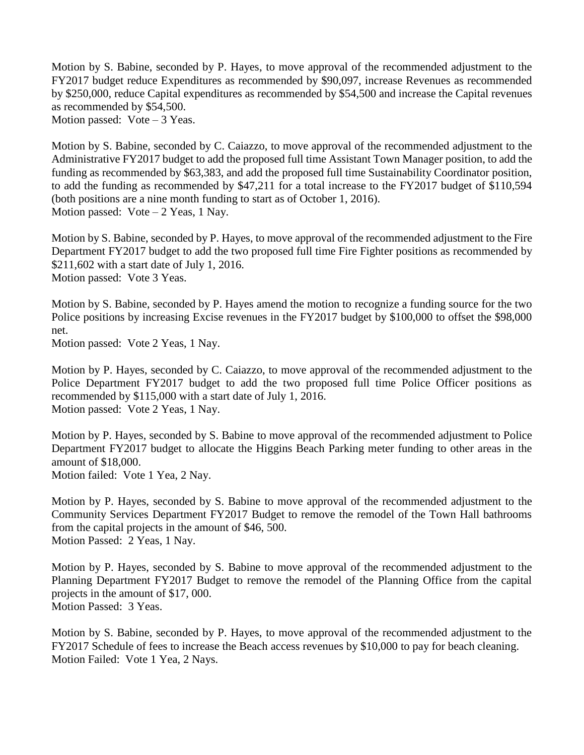Motion by S. Babine, seconded by P. Hayes, to move approval of the recommended adjustment to the FY2017 budget reduce Expenditures as recommended by $90,097, increase Revenues as recommended by $250,000, reduce Capital expenditures as recommended by $54,500 and increase the Capital revenues as recommended by $54,500.
Motion passed: Vote – 3 Yeas.

Motion by S. Babine, seconded by C. Caiazzo, to move approval of the recommended adjustment to the Administrative FY2017 budget to add the proposed full time Assistant Town Manager position, to add the funding as recommended by $63,383, and add the proposed full time Sustainability Coordinator position, to add the funding as recommended by $47,211 for a total increase to the FY2017 budget of $110,594 (both positions are a nine month funding to start as of October 1, 2016).
Motion passed: Vote – 2 Yeas, 1 Nay.

Motion by S. Babine, seconded by P. Hayes, to move approval of the recommended adjustment to the Fire Department FY2017 budget to add the two proposed full time Fire Fighter positions as recommended by $211,602 with a start date of July 1, 2016.
Motion passed: Vote 3 Yeas.

Motion by S. Babine, seconded by P. Hayes amend the motion to recognize a funding source for the two Police positions by increasing Excise revenues in the FY2017 budget by $100,000 to offset the $98,000 net.
Motion passed: Vote 2 Yeas, 1 Nay.

Motion by P. Hayes, seconded by C. Caiazzo, to move approval of the recommended adjustment to the Police Department FY2017 budget to add the two proposed full time Police Officer positions as recommended by $115,000 with a start date of July 1, 2016.
Motion passed: Vote 2 Yeas, 1 Nay.

Motion by P. Hayes, seconded by S. Babine to move approval of the recommended adjustment to Police Department FY2017 budget to allocate the Higgins Beach Parking meter funding to other areas in the amount of $18,000.
Motion failed: Vote 1 Yea, 2 Nay.

Motion by P. Hayes, seconded by S. Babine to move approval of the recommended adjustment to the Community Services Department FY2017 Budget to remove the remodel of the Town Hall bathrooms from the capital projects in the amount of $46, 500.
Motion Passed: 2 Yeas, 1 Nay.

Motion by P. Hayes, seconded by S. Babine to move approval of the recommended adjustment to the Planning Department FY2017 Budget to remove the remodel of the Planning Office from the capital projects in the amount of $17, 000.
Motion Passed: 3 Yeas.

Motion by S. Babine, seconded by P. Hayes, to move approval of the recommended adjustment to the FY2017 Schedule of fees to increase the Beach access revenues by $10,000 to pay for beach cleaning.
Motion Failed: Vote 1 Yea, 2 Nays.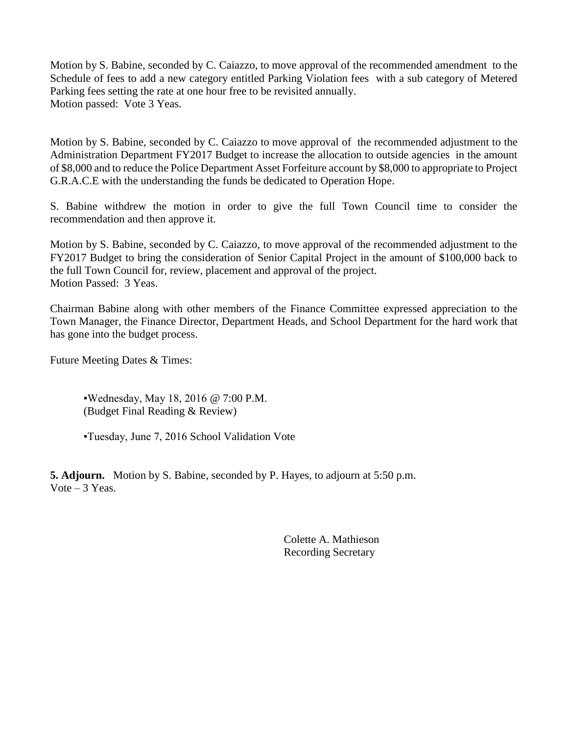Motion by S. Babine, seconded by C. Caiazzo, to move approval of the recommended amendment to the Schedule of fees to add a new category entitled Parking Violation fees with a sub category of Metered Parking fees setting the rate at one hour free to be revisited annually.
Motion passed: Vote 3 Yeas.

Motion by S. Babine, seconded by C. Caiazzo to move approval of the recommended adjustment to the Administration Department FY2017 Budget to increase the allocation to outside agencies in the amount of $8,000 and to reduce the Police Department Asset Forfeiture account by $8,000 to appropriate to Project G.R.A.C.E with the understanding the funds be dedicated to Operation Hope.

S. Babine withdrew the motion in order to give the full Town Council time to consider the recommendation and then approve it.

Motion by S. Babine, seconded by C. Caiazzo, to move approval of the recommended adjustment to the FY2017 Budget to bring the consideration of Senior Capital Project in the amount of $100,000 back to the full Town Council for, review, placement and approval of the project.
Motion Passed: 3 Yeas.

Chairman Babine along with other members of the Finance Committee expressed appreciation to the Town Manager, the Finance Director, Department Heads, and School Department for the hard work that has gone into the budget process.

Future Meeting Dates & Times:

- Wednesday, May 18, 2016 @ 7:00 P.M.
  (Budget Final Reading & Review)

- Tuesday, June 7, 2016 School Validation Vote

**5. Adjourn.** Motion by S. Babine, seconded by P. Hayes, to adjourn at 5:50 p.m.
Vote – 3 Yeas.

Colette A. Mathieson
Recording Secretary